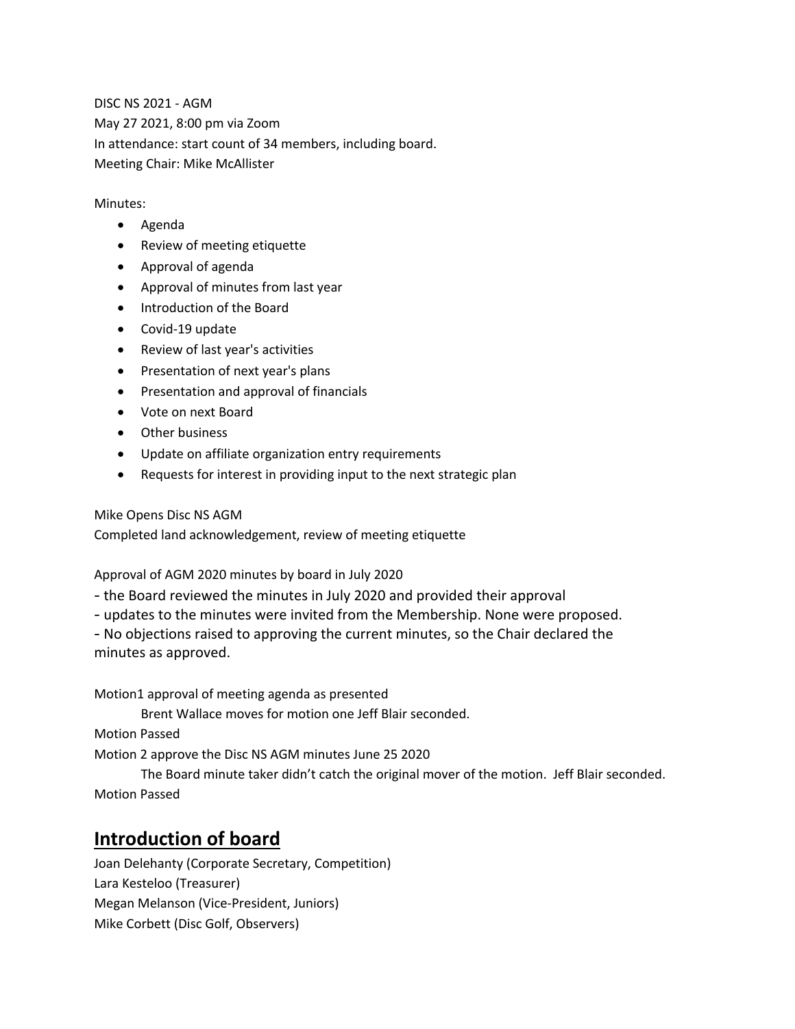DISC NS 2021 - AGM

May 27 2021, 8:00 pm via Zoom

In attendance: start count of 34 members, including board.

Meeting Chair: Mike McAllister

Minutes:

- Agenda
- Review of meeting etiquette
- Approval of agenda
- Approval of minutes from last year
- Introduction of the Board
- Covid-19 update
- Review of last year's activities
- Presentation of next year's plans
- Presentation and approval of financials
- Vote on next Board
- Other business
- Update on affiliate organization entry requirements
- Requests for interest in providing input to the next strategic plan

Mike Opens Disc NS AGM

Completed land acknowledgement, review of meeting etiquette

Approval of AGM 2020 minutes by board in July 2020

- the Board reviewed the minutes in July 2020 and provided their approval
- updates to the minutes were invited from the Membership. None were proposed.
- No objections raised to approving the current minutes, so the Chair declared the minutes as approved.

Motion1 approval of meeting agenda as presented

Brent Wallace moves for motion one Jeff Blair seconded.

Motion Passed

Motion 2 approve the Disc NS AGM minutes June 25 2020

The Board minute taker didn't catch the original mover of the motion. Jeff Blair seconded.

Motion Passed

## Introduction of board

Joan Delehanty (Corporate Secretary, Competition)

Lara Kesteloo (Treasurer)

Megan Melanson (Vice-President, Juniors)

Mike Corbett (Disc Golf, Observers)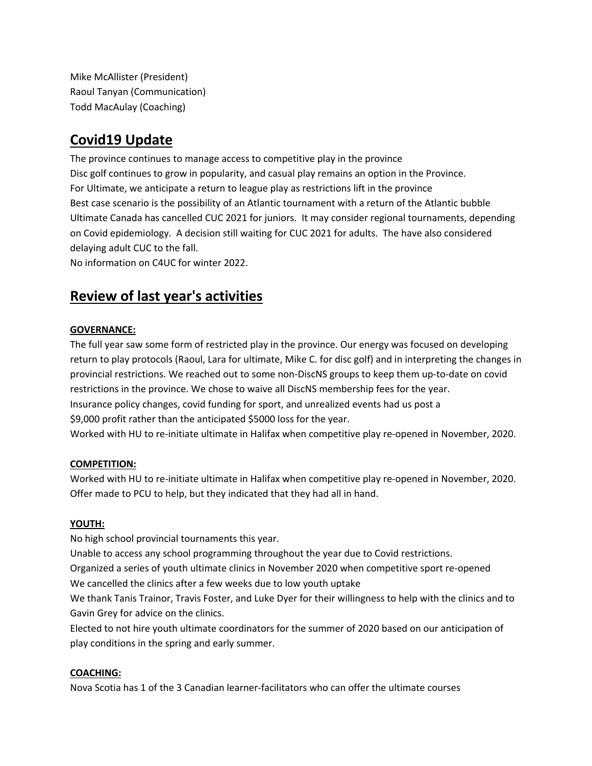Mike McAllister (President)
Raoul Tanyan (Communication)
Todd MacAulay (Coaching)

## Covid19 Update

The province continues to manage access to competitive play in the province
Disc golf continues to grow in popularity, and casual play remains an option in the Province.
For Ultimate, we anticipate a return to league play as restrictions lift in the province
Best case scenario is the possibility of an Atlantic tournament with a return of the Atlantic bubble
Ultimate Canada has cancelled CUC 2021 for juniors. It may consider regional tournaments, depending on Covid epidemiology. A decision still waiting for CUC 2021 for adults. The have also considered delaying adult CUC to the fall.
No information on C4UC for winter 2022.

## Review of last year's activities

**GOVERNANCE:**

The full year saw some form of restricted play in the province. Our energy was focused on developing return to play protocols (Raoul, Lara for ultimate, Mike C. for disc golf) and in interpreting the changes in provincial restrictions. We reached out to some non-DiscNS groups to keep them up-to-date on covid restrictions in the province. We chose to waive all DiscNS membership fees for the year.
Insurance policy changes, covid funding for sport, and unrealized events had us post a
$9,000 profit rather than the anticipated $5000 loss for the year.
Worked with HU to re-initiate ultimate in Halifax when competitive play re-opened in November, 2020.

**COMPETITION:**

Worked with HU to re-initiate ultimate in Halifax when competitive play re-opened in November, 2020.
Offer made to PCU to help, but they indicated that they had all in hand.

**YOUTH:**

No high school provincial tournaments this year.
Unable to access any school programming throughout the year due to Covid restrictions.
Organized a series of youth ultimate clinics in November 2020 when competitive sport re-opened
We cancelled the clinics after a few weeks due to low youth uptake
We thank Tanis Trainor, Travis Foster, and Luke Dyer for their willingness to help with the clinics and to Gavin Grey for advice on the clinics.
Elected to not hire youth ultimate coordinators for the summer of 2020 based on our anticipation of play conditions in the spring and early summer.

**COACHING:**

Nova Scotia has 1 of the 3 Canadian learner-facilitators who can offer the ultimate courses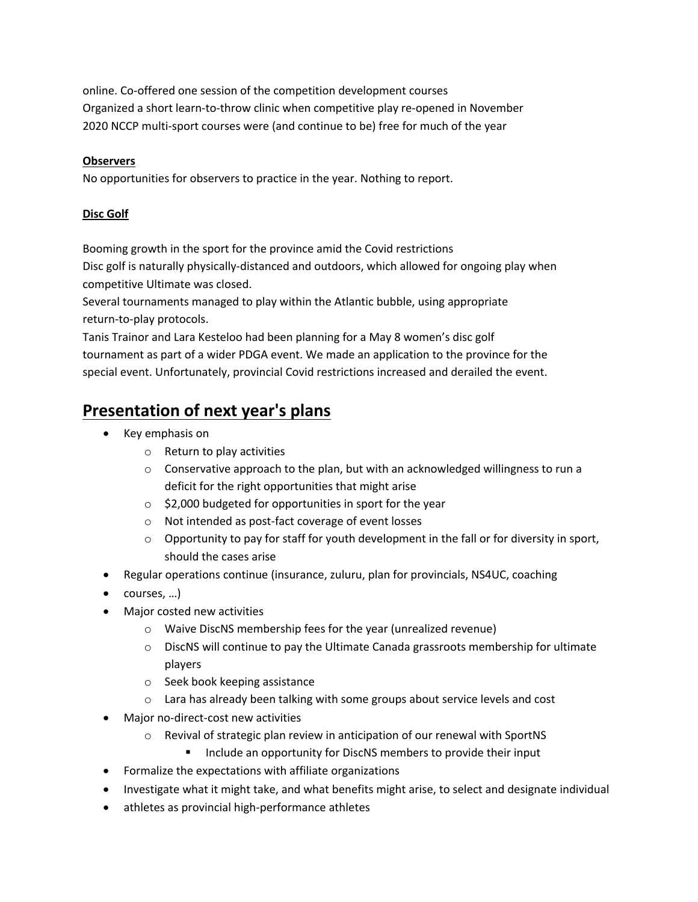online. Co-offered one session of the competition development courses
Organized a short learn-to-throw clinic when competitive play re-opened in November
2020 NCCP multi-sport courses were (and continue to be) free for much of the year

**Observers**

No opportunities for observers to practice in the year. Nothing to report.

**Disc Golf**

Booming growth in the sport for the province amid the Covid restrictions
Disc golf is naturally physically-distanced and outdoors, which allowed for ongoing play when competitive Ultimate was closed.
Several tournaments managed to play within the Atlantic bubble, using appropriate return-to-play protocols.
Tanis Trainor and Lara Kesteloo had been planning for a May 8 women's disc golf tournament as part of a wider PDGA event. We made an application to the province for the special event. Unfortunately, provincial Covid restrictions increased and derailed the event.

## Presentation of next year's plans

- Key emphasis on
  - Return to play activities
  - Conservative approach to the plan, but with an acknowledged willingness to run a deficit for the right opportunities that might arise
  - $2,000 budgeted for opportunities in sport for the year
  - Not intended as post-fact coverage of event losses
  - Opportunity to pay for staff for youth development in the fall or for diversity in sport, should the cases arise
- Regular operations continue (insurance, zuluru, plan for provincials, NS4UC, coaching
- courses, …)
- Major costed new activities
  - Waive DiscNS membership fees for the year (unrealized revenue)
  - DiscNS will continue to pay the Ultimate Canada grassroots membership for ultimate players
  - Seek book keeping assistance
  - Lara has already been talking with some groups about service levels and cost
- Major no-direct-cost new activities
  - Revival of strategic plan review in anticipation of our renewal with SportNS
    - Include an opportunity for DiscNS members to provide their input
- Formalize the expectations with affiliate organizations
- Investigate what it might take, and what benefits might arise, to select and designate individual
- athletes as provincial high-performance athletes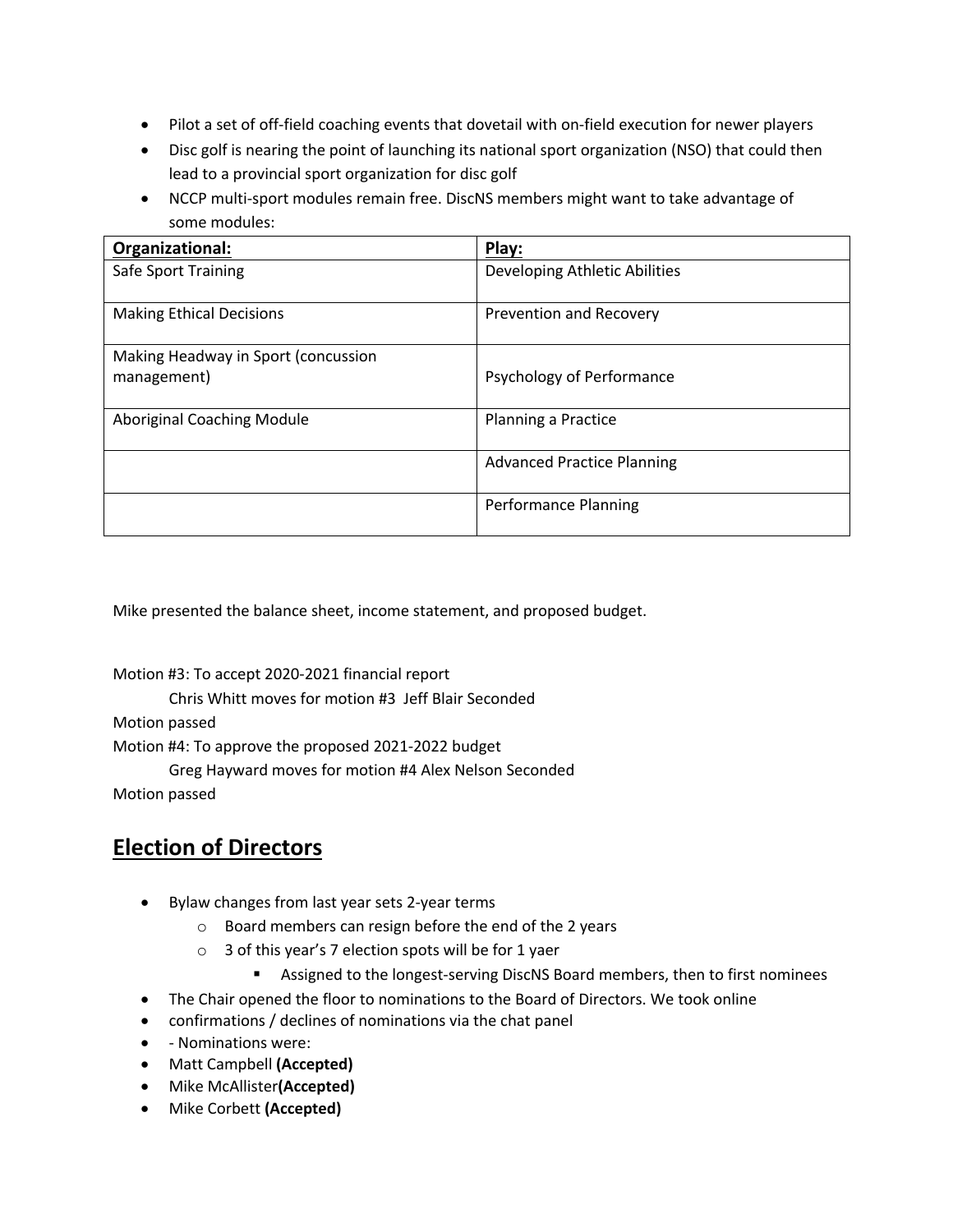- Pilot a set of off-field coaching events that dovetail with on-field execution for newer players
- Disc golf is nearing the point of launching its national sport organization (NSO) that could then lead to a provincial sport organization for disc golf
- NCCP multi-sport modules remain free. DiscNS members might want to take advantage of some modules:

| **Organizational:** | **Play:** |
|---|---|
| Safe Sport Training | Developing Athletic Abilities |
| Making Ethical Decisions | Prevention and Recovery |
| Making Headway in Sport (concussion management) | Psychology of Performance |
| Aboriginal Coaching Module | Planning a Practice |
| | Advanced Practice Planning |
| | Performance Planning |

Mike presented the balance sheet, income statement, and proposed budget.

Motion #3: To accept 2020-2021 financial report

Chris Whitt moves for motion #3 Jeff Blair Seconded

Motion passed

Motion #4: To approve the proposed 2021-2022 budget

Greg Hayward moves for motion #4 Alex Nelson Seconded

Motion passed

## **Election of Directors**

- Bylaw changes from last year sets 2-year terms
  - Board members can resign before the end of the 2 years
  - 3 of this year's 7 election spots will be for 1 yaer
    - Assigned to the longest-serving DiscNS Board members, then to first nominees
- The Chair opened the floor to nominations to the Board of Directors. We took online
- confirmations / declines of nominations via the chat panel
- - Nominations were:
- Matt Campbell **(Accepted)**
- Mike McAllister**(Accepted)**
- Mike Corbett **(Accepted)**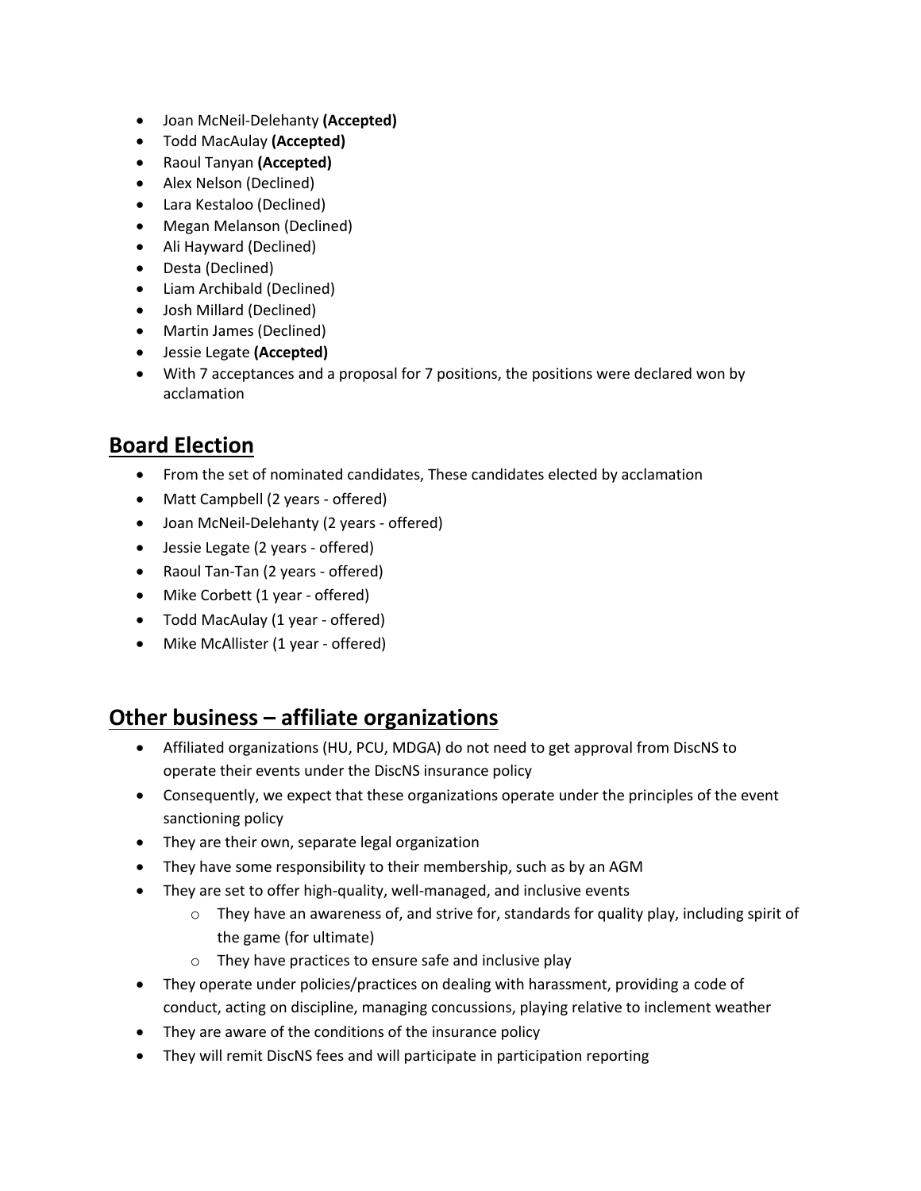- Joan McNeil-Delehanty **(Accepted)**
- Todd MacAulay **(Accepted)**
- Raoul Tanyan **(Accepted)**
- Alex Nelson (Declined)
- Lara Kestaloo (Declined)
- Megan Melanson (Declined)
- Ali Hayward (Declined)
- Desta (Declined)
- Liam Archibald (Declined)
- Josh Millard (Declined)
- Martin James (Declined)
- Jessie Legate **(Accepted)**
- With 7 acceptances and a proposal for 7 positions, the positions were declared won by acclamation

## Board Election

- From the set of nominated candidates, These candidates elected by acclamation
- Matt Campbell (2 years - offered)
- Joan McNeil-Delehanty (2 years - offered)
- Jessie Legate (2 years - offered)
- Raoul Tan-Tan (2 years - offered)
- Mike Corbett (1 year - offered)
- Todd MacAulay (1 year - offered)
- Mike McAllister (1 year - offered)

## Other business – affiliate organizations

- Affiliated organizations (HU, PCU, MDGA) do not need to get approval from DiscNS to operate their events under the DiscNS insurance policy
- Consequently, we expect that these organizations operate under the principles of the event sanctioning policy
- They are their own, separate legal organization
- They have some responsibility to their membership, such as by an AGM
- They are set to offer high-quality, well-managed, and inclusive events
  - They have an awareness of, and strive for, standards for quality play, including spirit of the game (for ultimate)
  - They have practices to ensure safe and inclusive play
- They operate under policies/practices on dealing with harassment, providing a code of conduct, acting on discipline, managing concussions, playing relative to inclement weather
- They are aware of the conditions of the insurance policy
- They will remit DiscNS fees and will participate in participation reporting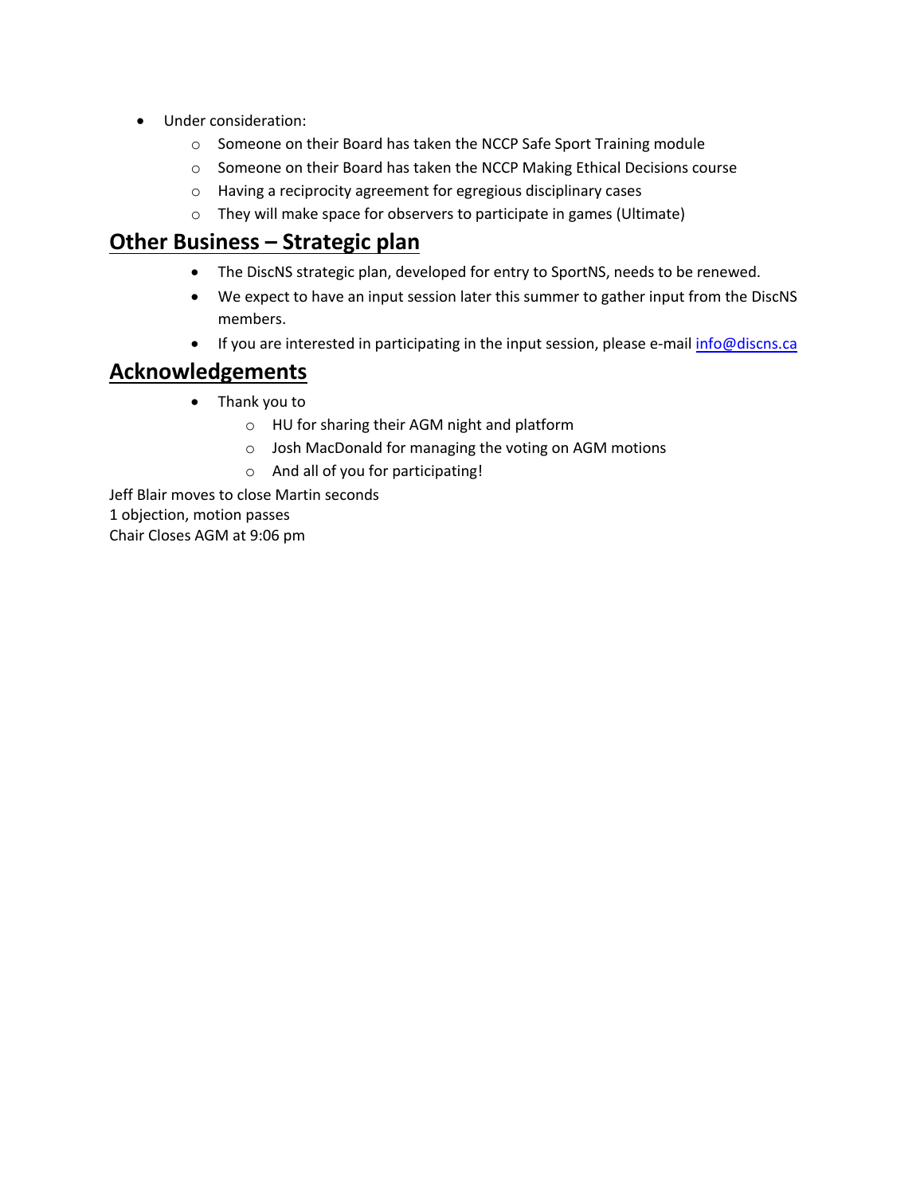- Under consideration:
  - Someone on their Board has taken the NCCP Safe Sport Training module
  - Someone on their Board has taken the NCCP Making Ethical Decisions course
  - Having a reciprocity agreement for egregious disciplinary cases
  - They will make space for observers to participate in games (Ultimate)

## Other Business – Strategic plan

- The DiscNS strategic plan, developed for entry to SportNS, needs to be renewed.
- We expect to have an input session later this summer to gather input from the DiscNS members.
- If you are interested in participating in the input session, please e-mail info@discns.ca

## Acknowledgements

- Thank you to
  - HU for sharing their AGM night and platform
  - Josh MacDonald for managing the voting on AGM motions
  - And all of you for participating!

Jeff Blair moves to close Martin seconds
1 objection, motion passes
Chair Closes AGM at 9:06 pm